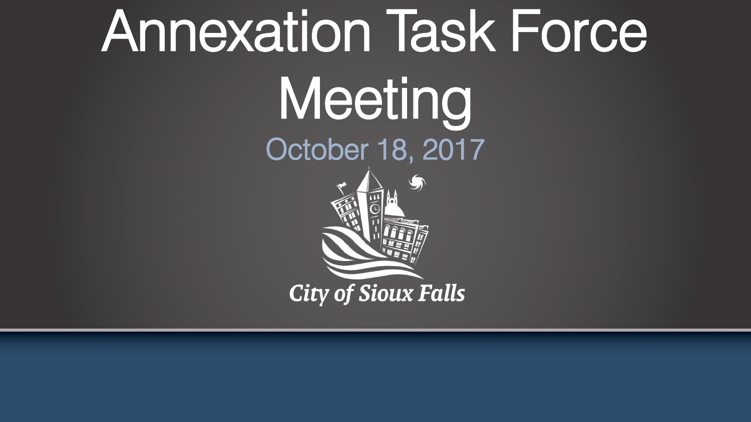# Annexation Task Force Meeting

October 18, 2017

City of Sioux Falls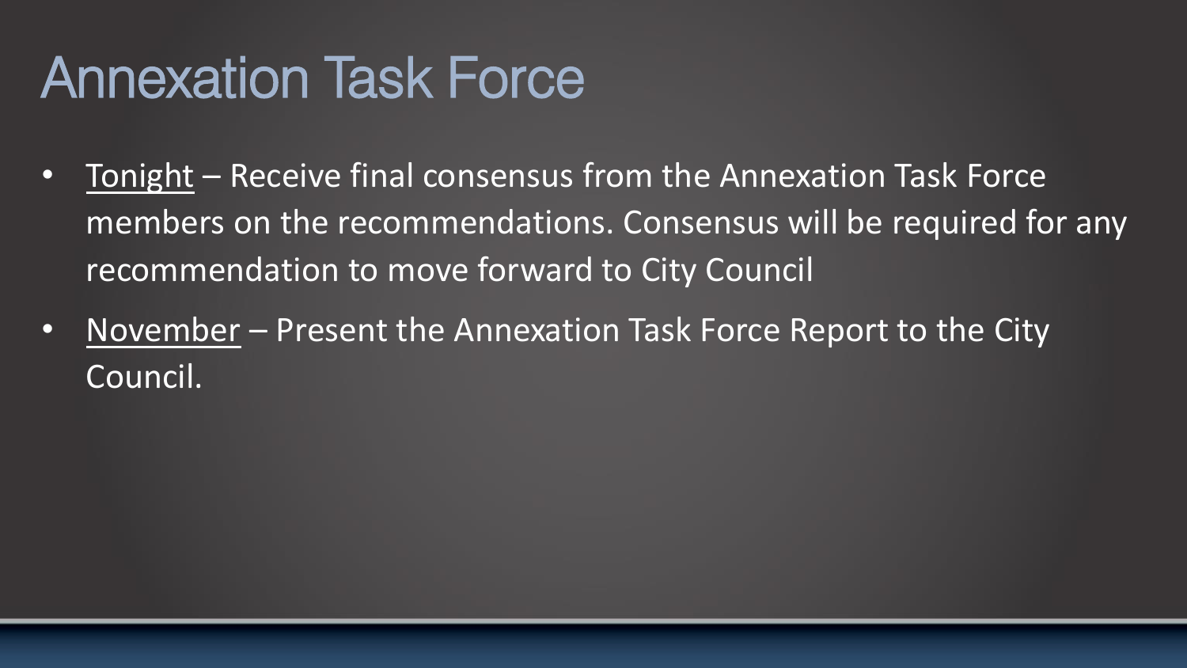# Annexation Task Force

- <u>Tonight</u> – Receive final consensus from the Annexation Task Force members on the recommendations. Consensus will be required for any recommendation to move forward to City Council
- <u>November</u> – Present the Annexation Task Force Report to the City Council.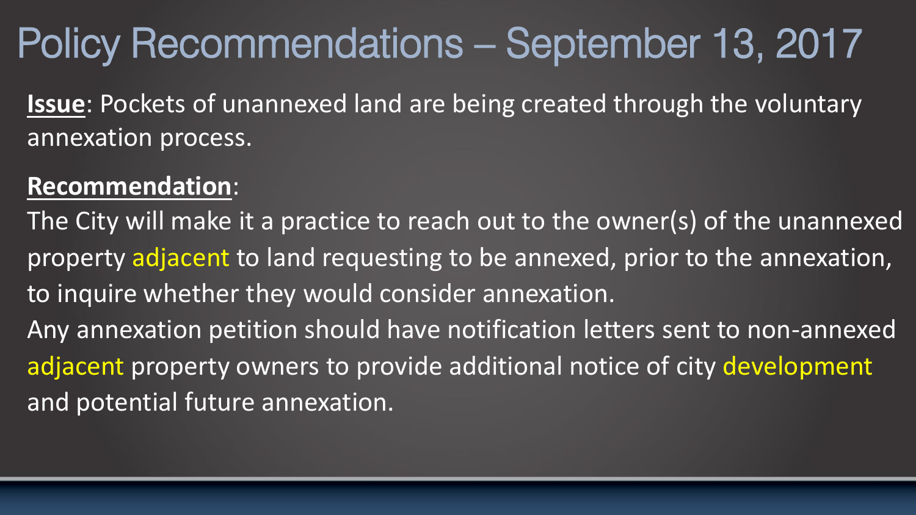# Policy Recommendations – September 13, 2017

**Issue**: Pockets of unannexed land are being created through the voluntary annexation process.

**Recommendation**:

The City will make it a practice to reach out to the owner(s) of the unannexed property adjacent to land requesting to be annexed, prior to the annexation, to inquire whether they would consider annexation.

Any annexation petition should have notification letters sent to non-annexed adjacent property owners to provide additional notice of city development and potential future annexation.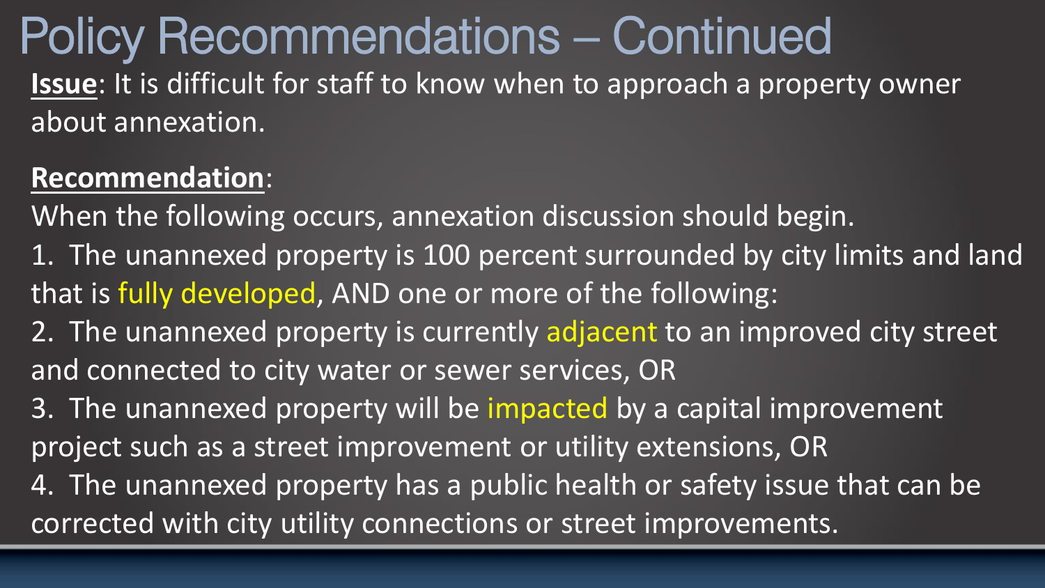# Policy Recommendations – Continued

**Issue**: It is difficult for staff to know when to approach a property owner about annexation.

**Recommendation**:

When the following occurs, annexation discussion should begin.

1. The unannexed property is 100 percent surrounded by city limits and land that is fully developed, AND one or more of the following:
2. The unannexed property is currently adjacent to an improved city street and connected to city water or sewer services, OR
3. The unannexed property will be impacted by a capital improvement project such as a street improvement or utility extensions, OR
4. The unannexed property has a public health or safety issue that can be corrected with city utility connections or street improvements.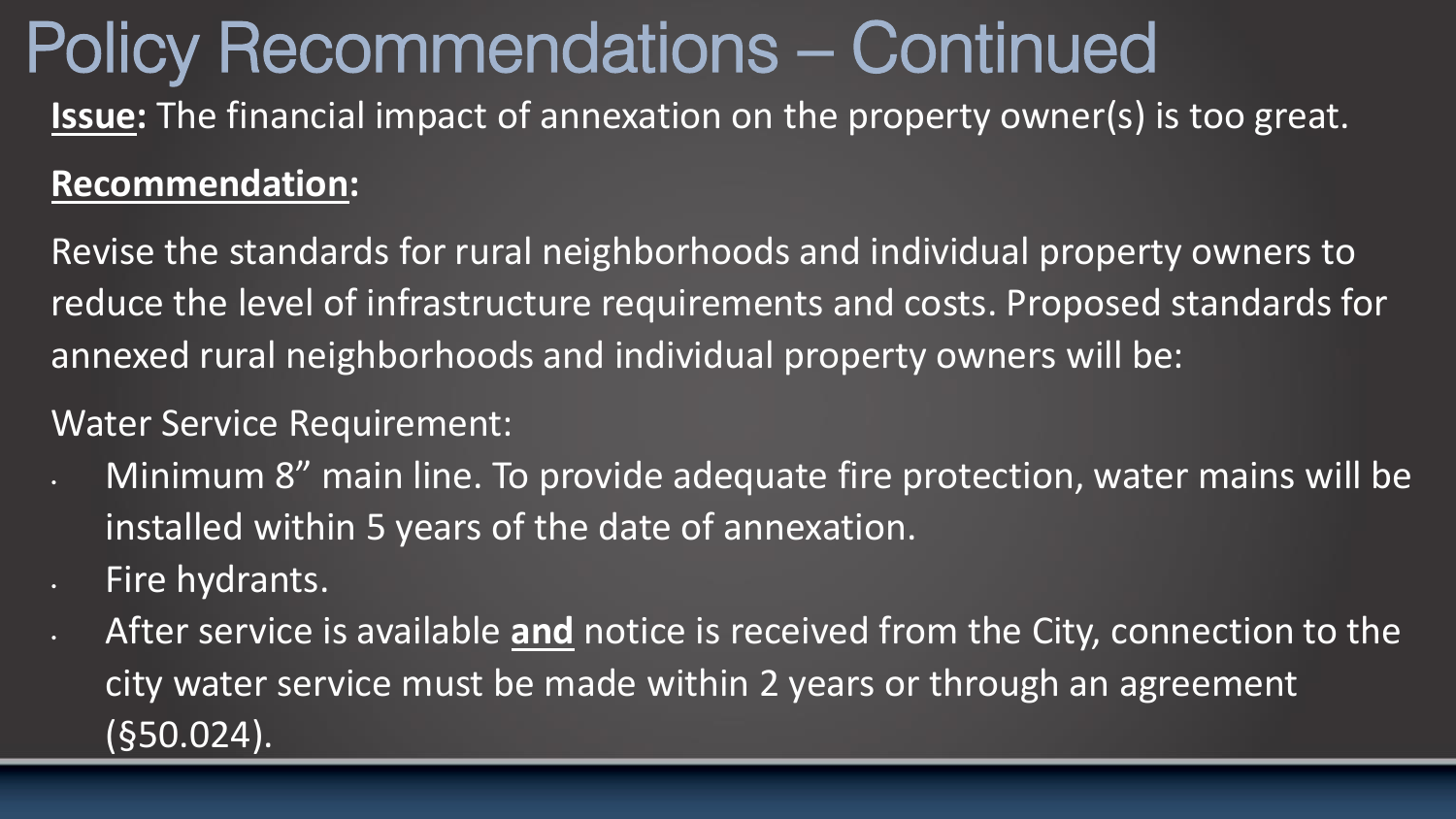# Policy Recommendations – Continued

**Issue:** The financial impact of annexation on the property owner(s) is too great.

**Recommendation:**

Revise the standards for rural neighborhoods and individual property owners to reduce the level of infrastructure requirements and costs. Proposed standards for annexed rural neighborhoods and individual property owners will be:

Water Service Requirement:

- Minimum 8" main line. To provide adequate fire protection, water mains will be installed within 5 years of the date of annexation.
- Fire hydrants.
- After service is available **and** notice is received from the City, connection to the city water service must be made within 2 years or through an agreement (§50.024).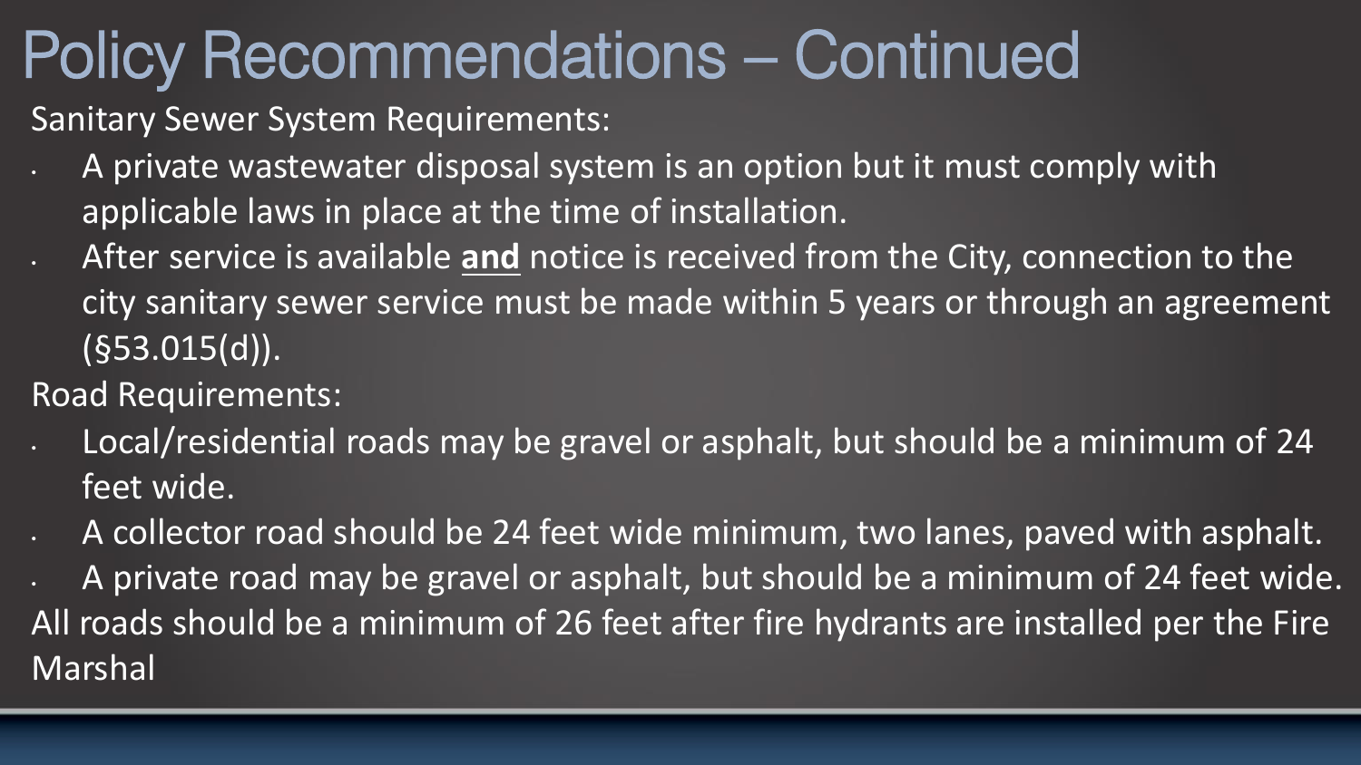# Policy Recommendations – Continued

Sanitary Sewer System Requirements:

- A private wastewater disposal system is an option but it must comply with applicable laws in place at the time of installation.
- After service is available **and** notice is received from the City, connection to the city sanitary sewer service must be made within 5 years or through an agreement (§53.015(d)).

Road Requirements:

- Local/residential roads may be gravel or asphalt, but should be a minimum of 24 feet wide.
- A collector road should be 24 feet wide minimum, two lanes, paved with asphalt.
- A private road may be gravel or asphalt, but should be a minimum of 24 feet wide.

All roads should be a minimum of 26 feet after fire hydrants are installed per the Fire Marshal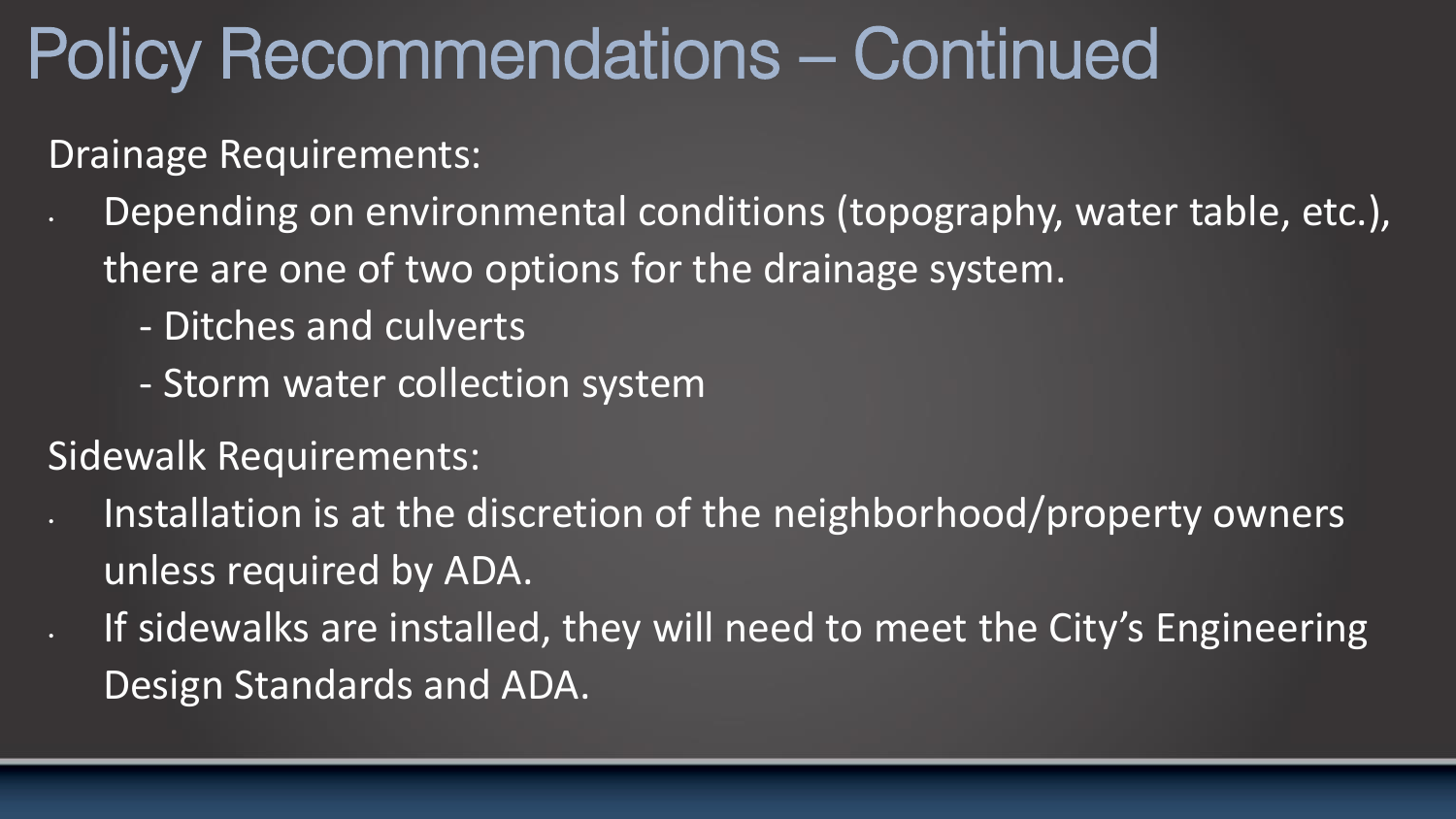# Policy Recommendations – Continued

Drainage Requirements:

- Depending on environmental conditions (topography, water table, etc.), there are one of two options for the drainage system.
  - Ditches and culverts
  - Storm water collection system

Sidewalk Requirements:

- Installation is at the discretion of the neighborhood/property owners unless required by ADA.
- If sidewalks are installed, they will need to meet the City's Engineering Design Standards and ADA.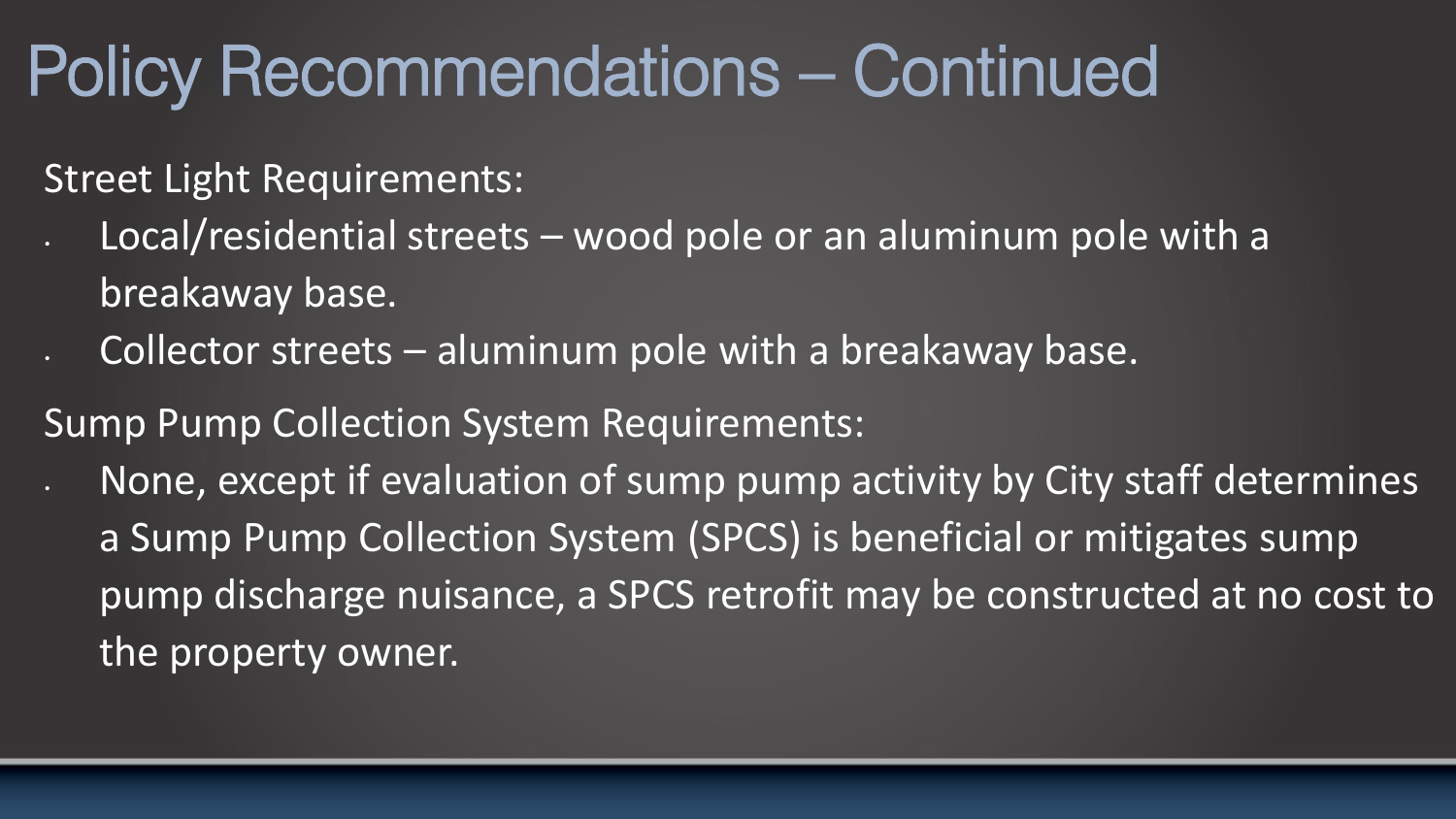# Policy Recommendations – Continued

Street Light Requirements:

- Local/residential streets – wood pole or an aluminum pole with a breakaway base.
- Collector streets – aluminum pole with a breakaway base.

Sump Pump Collection System Requirements:

- None, except if evaluation of sump pump activity by City staff determines a Sump Pump Collection System (SPCS) is beneficial or mitigates sump pump discharge nuisance, a SPCS retrofit may be constructed at no cost to the property owner.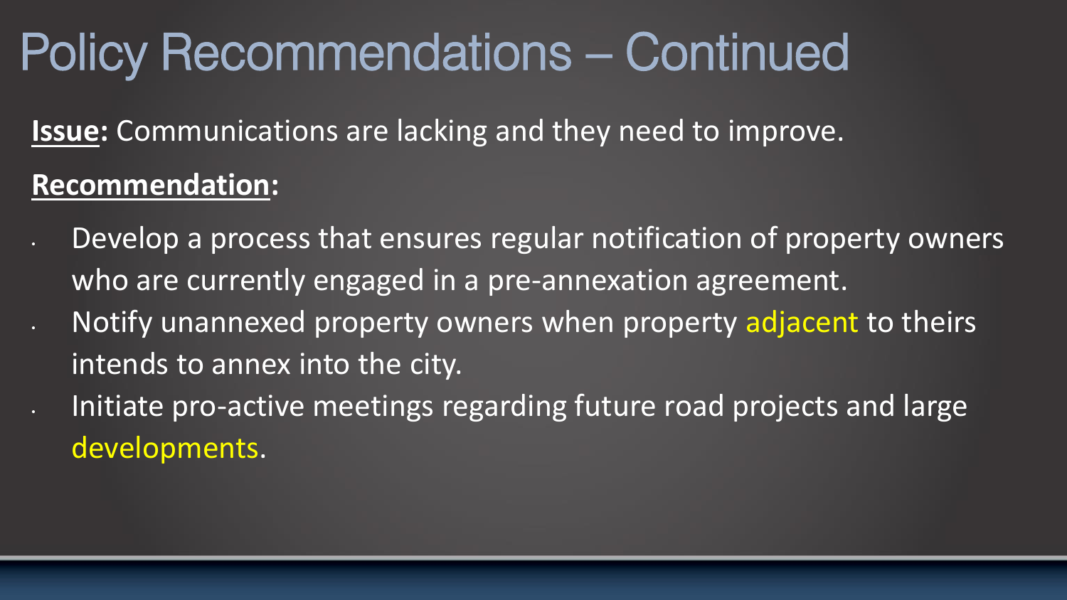# Policy Recommendations – Continued

**Issue:** Communications are lacking and they need to improve.

**Recommendation:**

- Develop a process that ensures regular notification of property owners who are currently engaged in a pre-annexation agreement.
- Notify unannexed property owners when property adjacent to theirs intends to annex into the city.
- Initiate pro-active meetings regarding future road projects and large developments.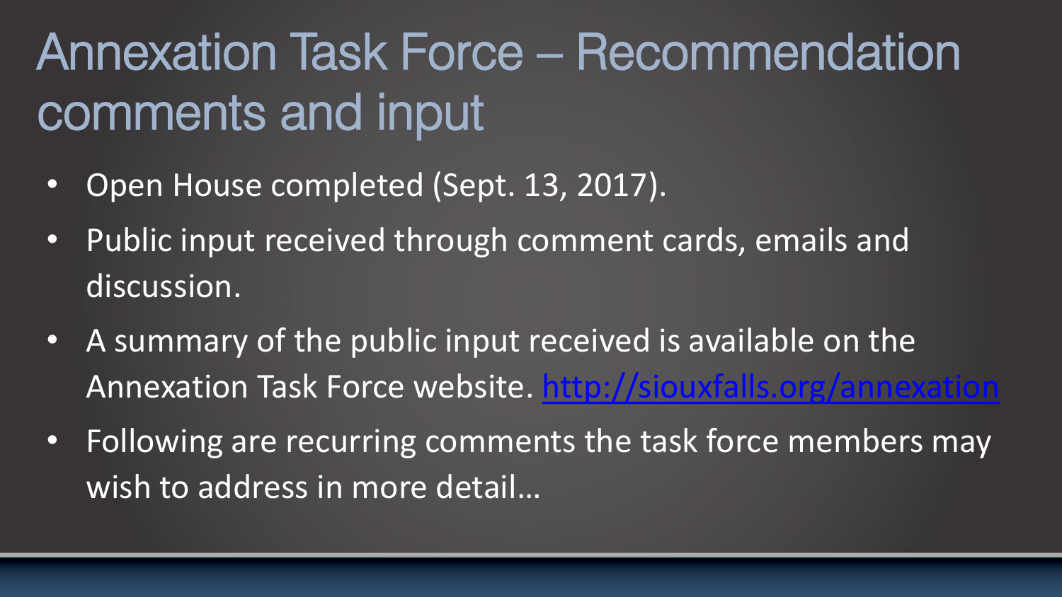# Annexation Task Force – Recommendation comments and input

- Open House completed (Sept. 13, 2017).
- Public input received through comment cards, emails and discussion.
- A summary of the public input received is available on the Annexation Task Force website. http://siouxfalls.org/annexation
- Following are recurring comments the task force members may wish to address in more detail…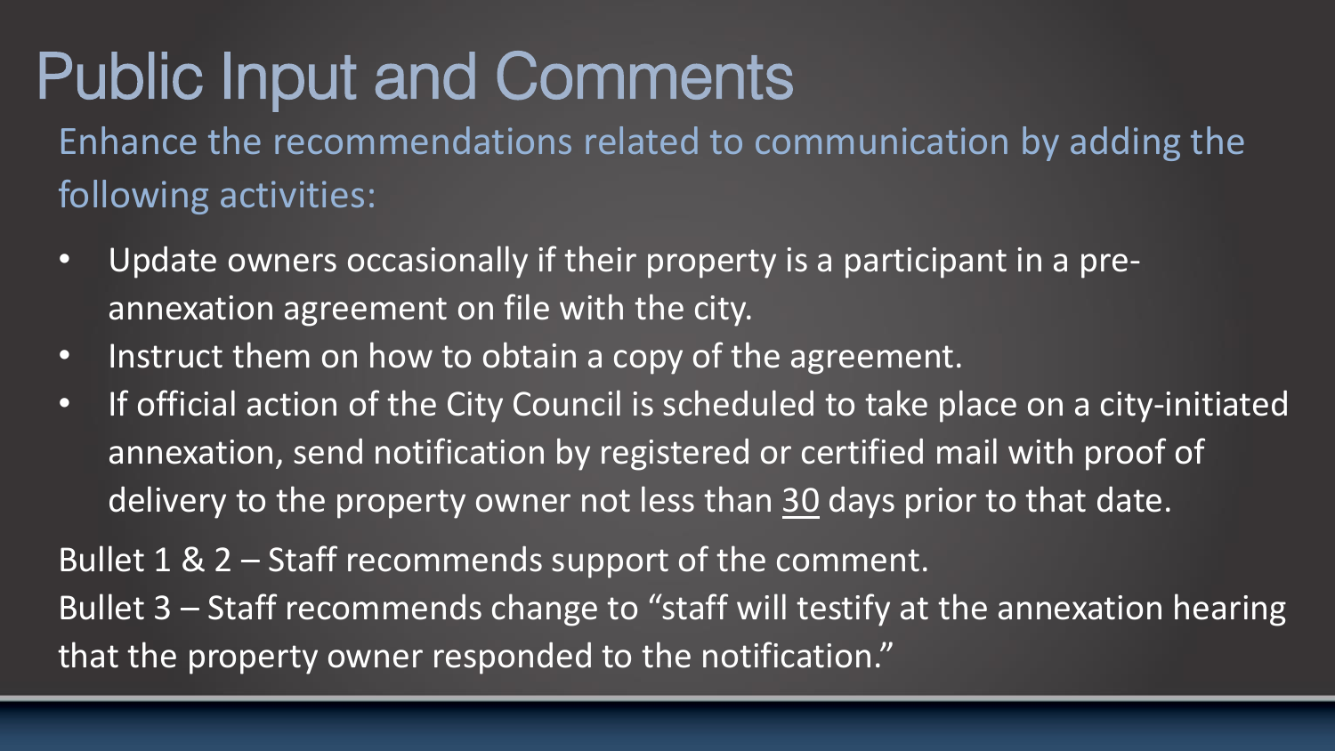# Public Input and Comments

Enhance the recommendations related to communication by adding the following activities:

- Update owners occasionally if their property is a participant in a pre-annexation agreement on file with the city.
- Instruct them on how to obtain a copy of the agreement.
- If official action of the City Council is scheduled to take place on a city-initiated annexation, send notification by registered or certified mail with proof of delivery to the property owner not less than 30 days prior to that date.

Bullet 1 & 2 – Staff recommends support of the comment.
Bullet 3 – Staff recommends change to "staff will testify at the annexation hearing that the property owner responded to the notification."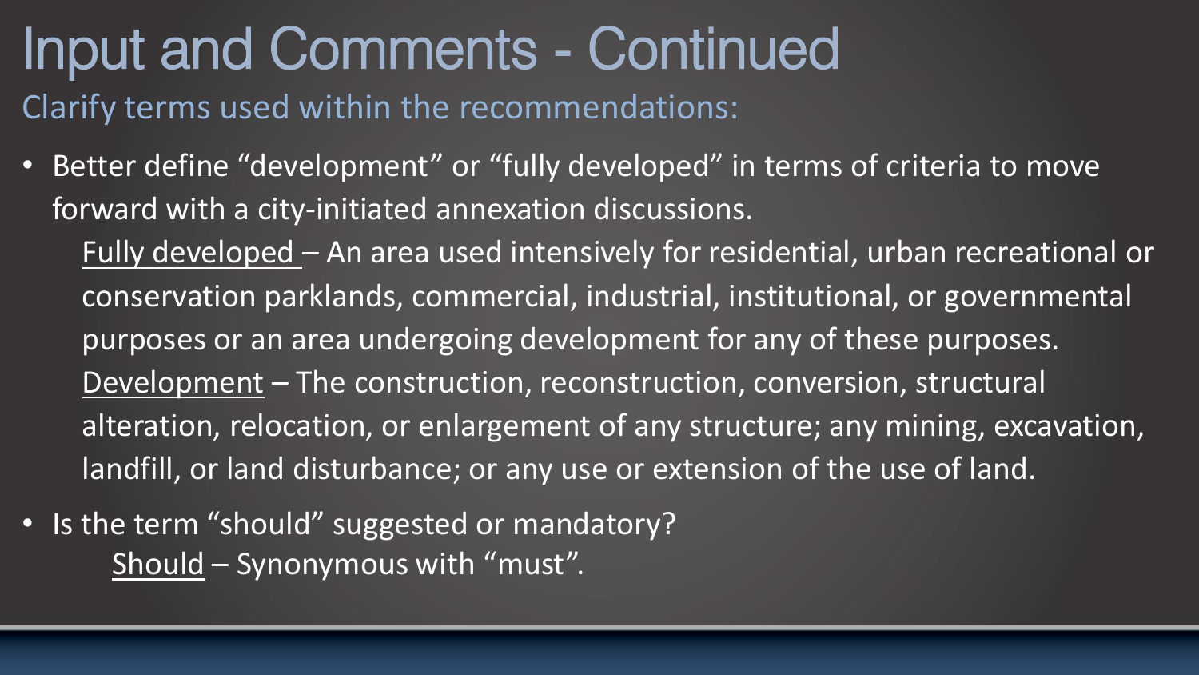# Input and Comments - Continued

## Clarify terms used within the recommendations:

- Better define "development" or "fully developed" in terms of criteria to move forward with a city-initiated annexation discussions.

  Fully developed – An area used intensively for residential, urban recreational or conservation parklands, commercial, industrial, institutional, or governmental purposes or an area undergoing development for any of these purposes.

  Development – The construction, reconstruction, conversion, structural alteration, relocation, or enlargement of any structure; any mining, excavation, landfill, or land disturbance; or any use or extension of the use of land.

- Is the term "should" suggested or mandatory?

  Should – Synonymous with "must".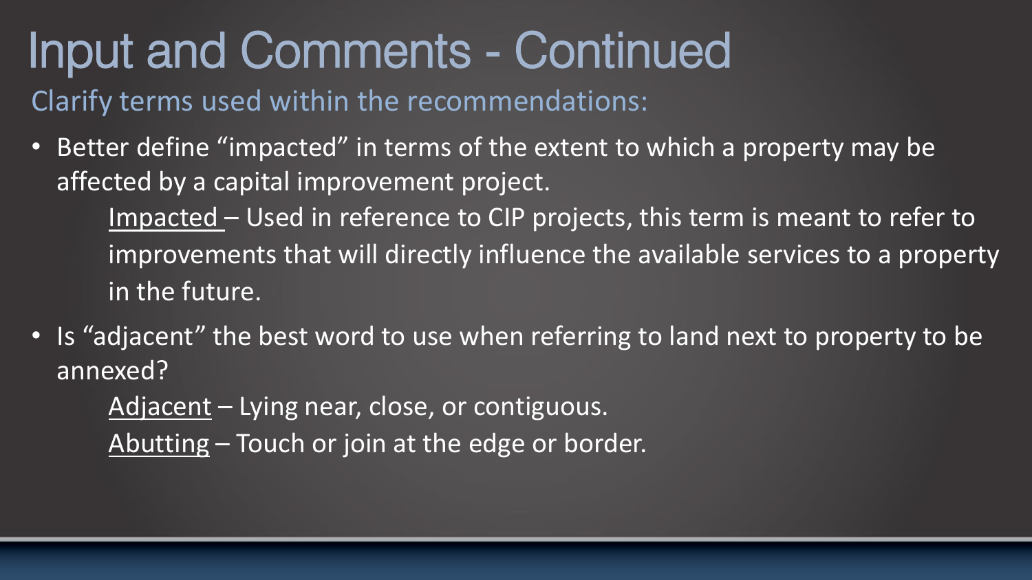# Input and Comments - Continued

## Clarify terms used within the recommendations:

- Better define "impacted" in terms of the extent to which a property may be affected by a capital improvement project.

  Impacted – Used in reference to CIP projects, this term is meant to refer to improvements that will directly influence the available services to a property in the future.

- Is "adjacent" the best word to use when referring to land next to property to be annexed?

  Adjacent – Lying near, close, or contiguous.

  Abutting – Touch or join at the edge or border.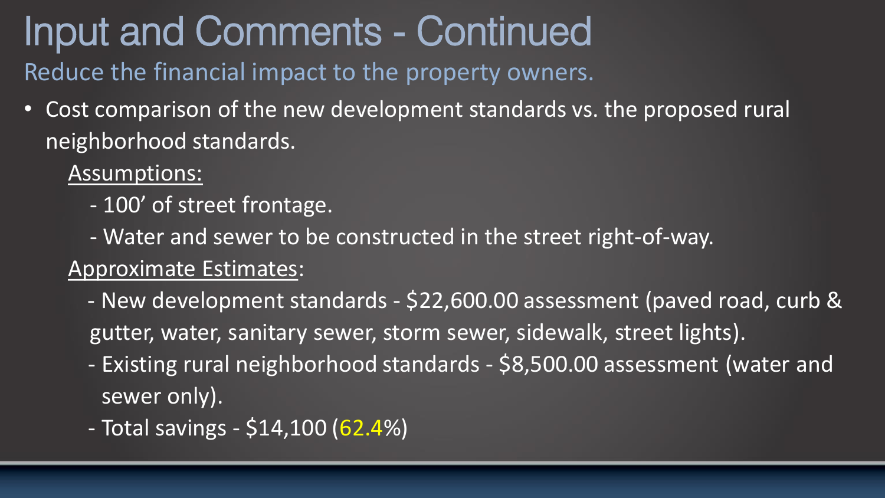# Input and Comments - Continued

## Reduce the financial impact to the property owners.

- Cost comparison of the new development standards vs. the proposed rural neighborhood standards.

  Assumptions:

  - 100’ of street frontage.
  - Water and sewer to be constructed in the street right-of-way.

  Approximate Estimates:

  - New development standards - $22,600.00 assessment (paved road, curb & gutter, water, sanitary sewer, storm sewer, sidewalk, street lights).
  - Existing rural neighborhood standards - $8,500.00 assessment (water and sewer only).
  - Total savings - $14,100 (62.4%)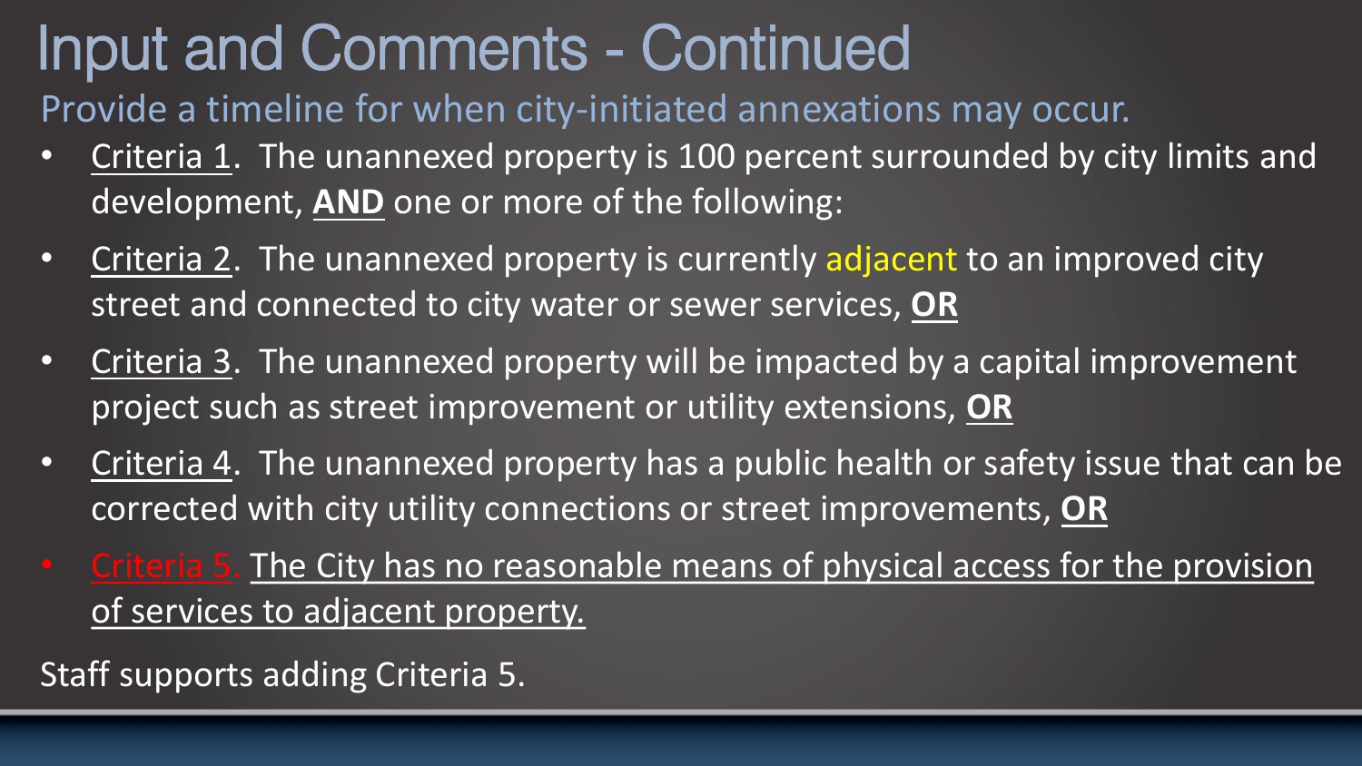# Input and Comments - Continued

Provide a timeline for when city-initiated annexations may occur.

- Criteria 1. The unannexed property is 100 percent surrounded by city limits and development, **AND** one or more of the following:
- Criteria 2. The unannexed property is currently adjacent to an improved city street and connected to city water or sewer services, **OR**
- Criteria 3. The unannexed property will be impacted by a capital improvement project such as street improvement or utility extensions, **OR**
- Criteria 4. The unannexed property has a public health or safety issue that can be corrected with city utility connections or street improvements, **OR**
- Criteria 5. The City has no reasonable means of physical access for the provision of services to adjacent property.

Staff supports adding Criteria 5.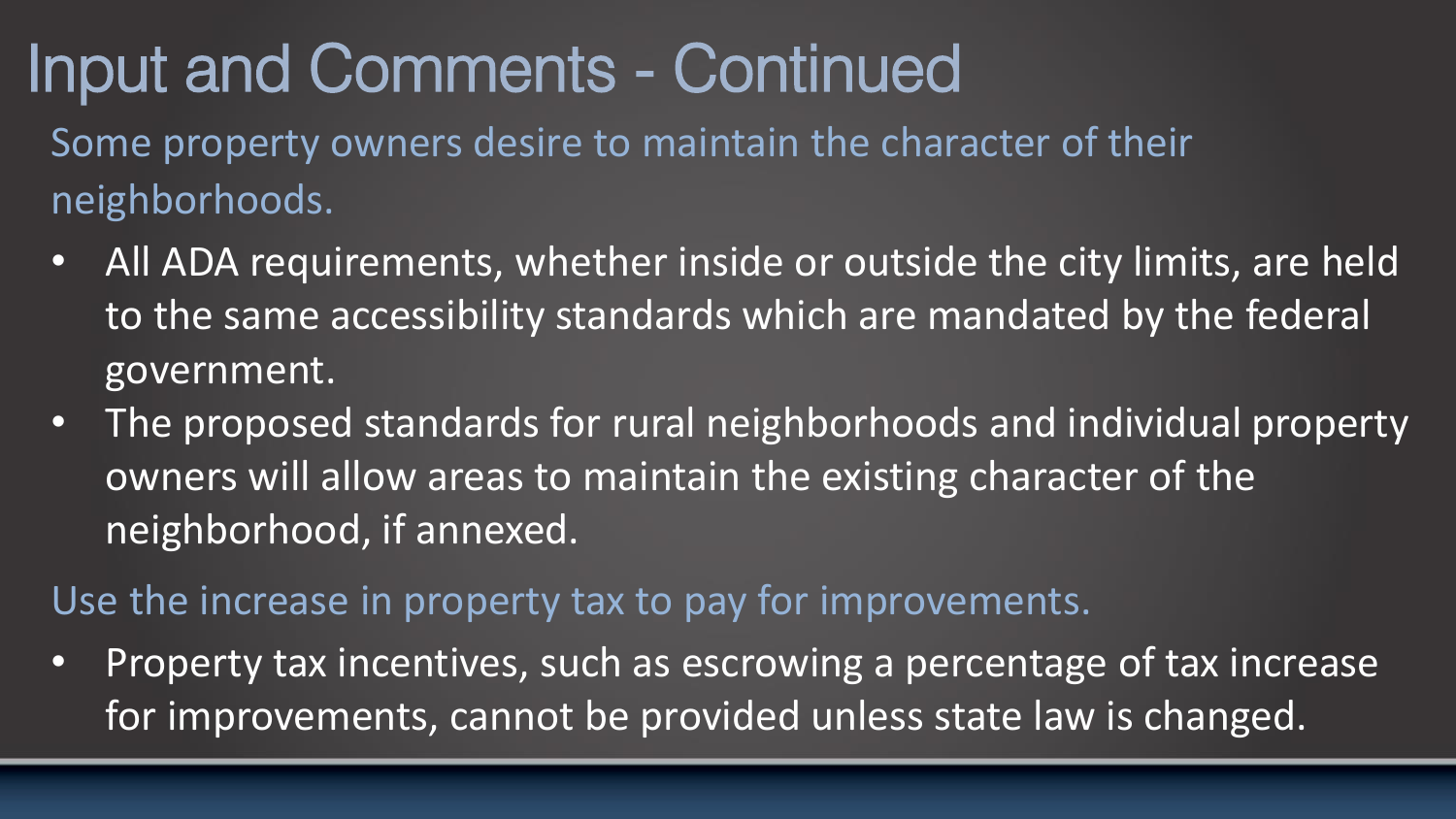# Input and Comments - Continued

Some property owners desire to maintain the character of their neighborhoods.

- All ADA requirements, whether inside or outside the city limits, are held to the same accessibility standards which are mandated by the federal government.
- The proposed standards for rural neighborhoods and individual property owners will allow areas to maintain the existing character of the neighborhood, if annexed.

Use the increase in property tax to pay for improvements.

- Property tax incentives, such as escrowing a percentage of tax increase for improvements, cannot be provided unless state law is changed.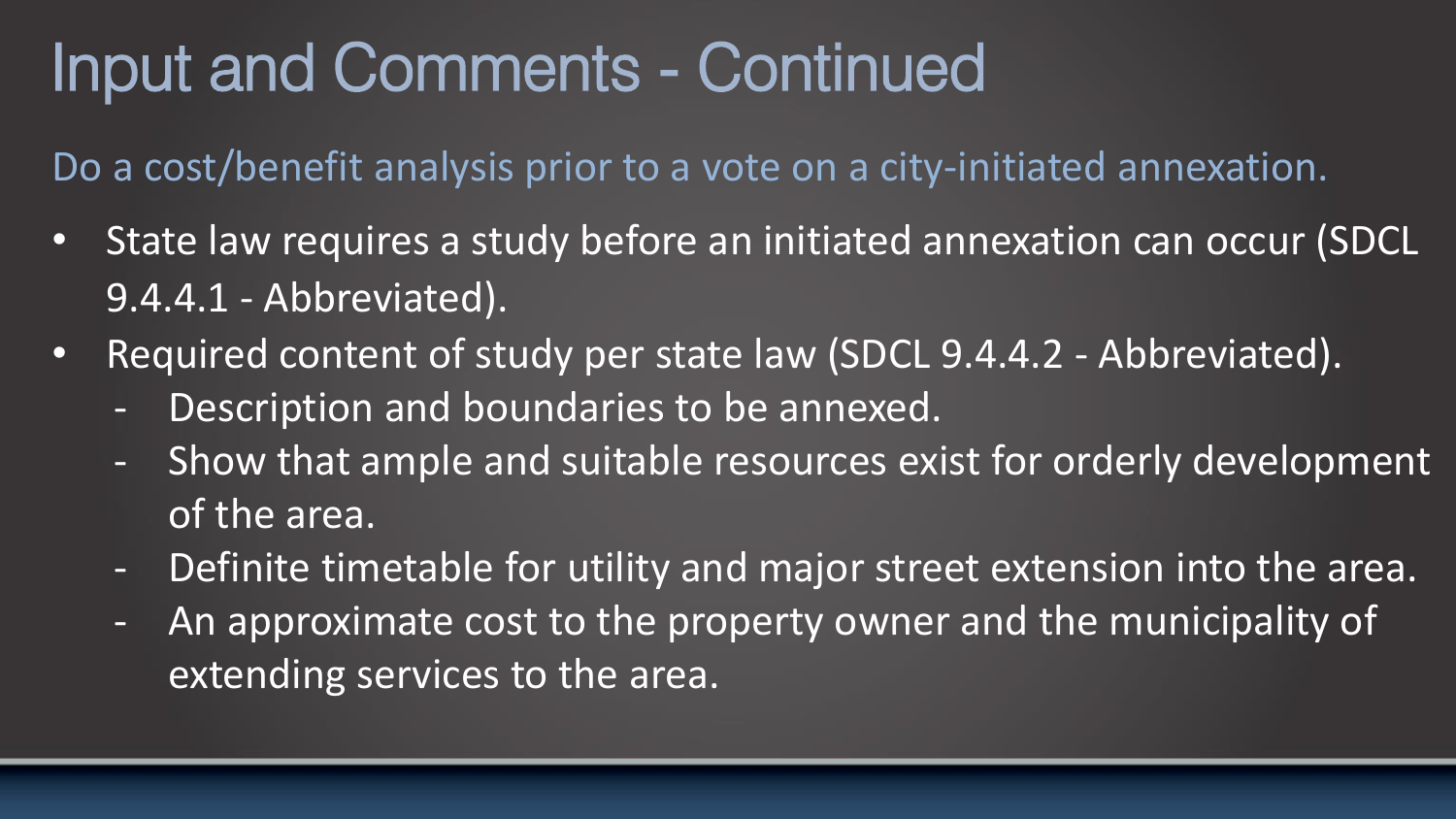# Input and Comments - Continued

Do a cost/benefit analysis prior to a vote on a city-initiated annexation.

- State law requires a study before an initiated annexation can occur (SDCL 9.4.4.1 - Abbreviated).
- Required content of study per state law (SDCL 9.4.4.2 - Abbreviated).
  - Description and boundaries to be annexed.
  - Show that ample and suitable resources exist for orderly development of the area.
  - Definite timetable for utility and major street extension into the area.
  - An approximate cost to the property owner and the municipality of extending services to the area.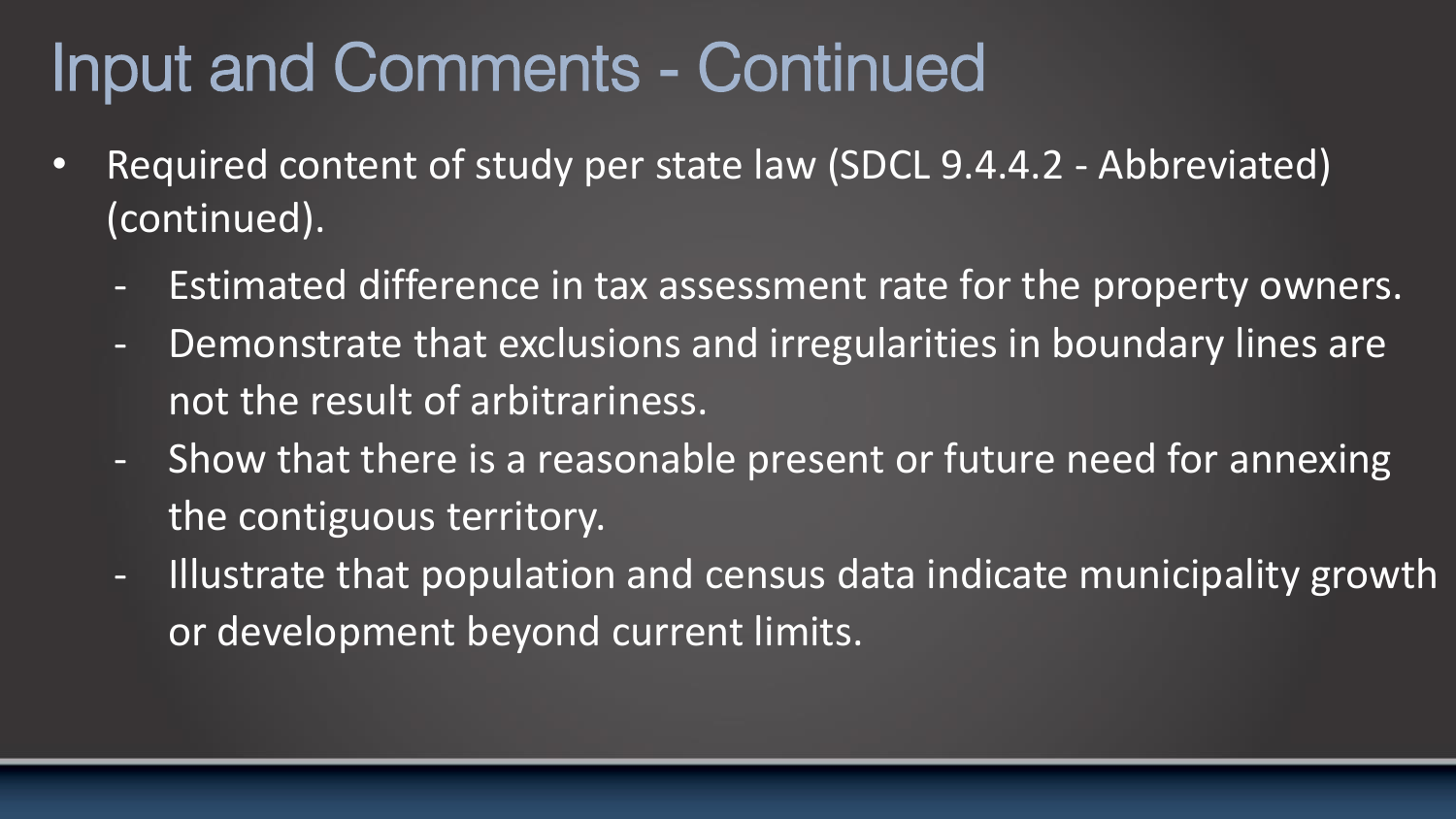# Input and Comments - Continued

- Required content of study per state law (SDCL 9.4.4.2 - Abbreviated) (continued).
  - Estimated difference in tax assessment rate for the property owners.
  - Demonstrate that exclusions and irregularities in boundary lines are not the result of arbitrariness.
  - Show that there is a reasonable present or future need for annexing the contiguous territory.
  - Illustrate that population and census data indicate municipality growth or development beyond current limits.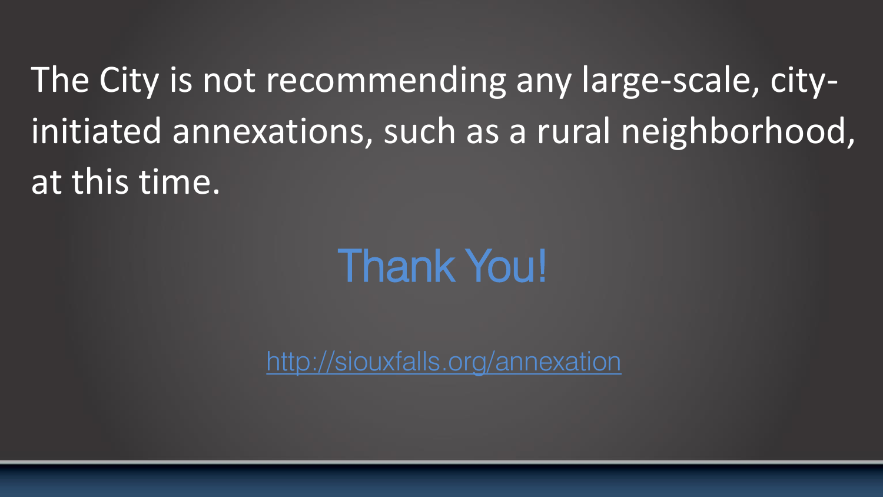The City is not recommending any large-scale, city-initiated annexations, such as a rural neighborhood, at this time.

## Thank You!

http://siouxfalls.org/annexation